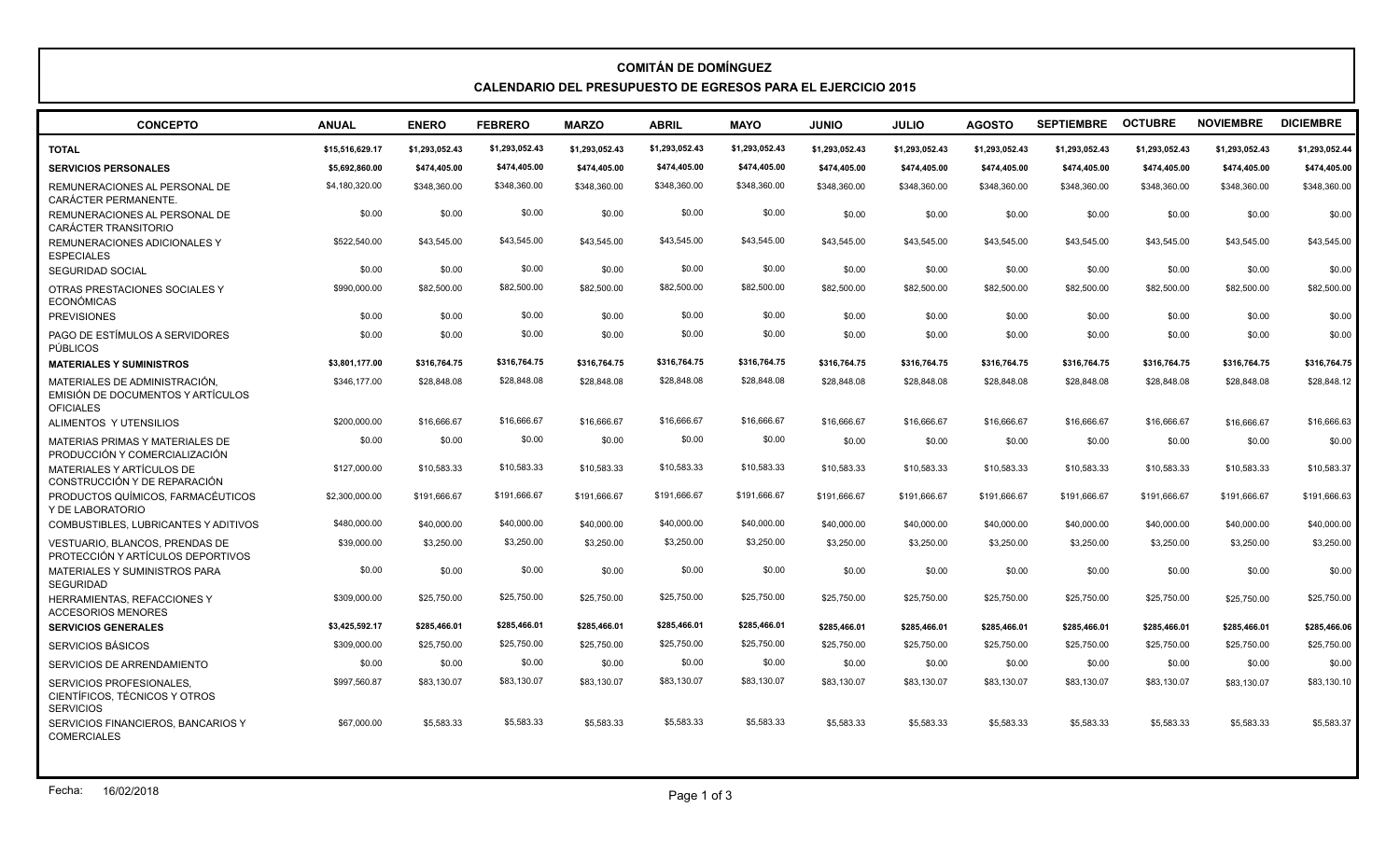# COMITÁN DE DOMÍNGUEZ

## CALENDARIO DEL PRESUPUESTO DE EGRESOS PARA EL EJERCICIO 2015

| CONCEPTO | ANUAL | ENERO | FEBRERO | MARZO | ABRIL | MAYO | JUNIO | JULIO | AGOSTO | SEPTIEMBRE | OCTUBRE | NOVIEMBRE | DICIEMBRE |
|---|---|---|---|---|---|---|---|---|---|---|---|---|---|
| **TOTAL** | **$15,516,629.17** | **$1,293,052.43** | **$1,293,052.43** | **$1,293,052.43** | **$1,293,052.43** | **$1,293,052.43** | **$1,293,052.43** | **$1,293,052.43** | **$1,293,052.43** | **$1,293,052.43** | **$1,293,052.43** | **$1,293,052.43** | **$1,293,052.44** |
| **SERVICIOS PERSONALES** | **$5,692,860.00** | **$474,405.00** | **$474,405.00** | **$474,405.00** | **$474,405.00** | **$474,405.00** | **$474,405.00** | **$474,405.00** | **$474,405.00** | **$474,405.00** | **$474,405.00** | **$474,405.00** | **$474,405.00** |
| REMUNERACIONES AL PERSONAL DE CARÁCTER PERMANENTE. | $4,180,320.00 | $348,360.00 | $348,360.00 | $348,360.00 | $348,360.00 | $348,360.00 | $348,360.00 | $348,360.00 | $348,360.00 | $348,360.00 | $348,360.00 | $348,360.00 | $348,360.00 |
| REMUNERACIONES AL PERSONAL DE CARÁCTER TRANSITORIO | $0.00 | $0.00 | $0.00 | $0.00 | $0.00 | $0.00 | $0.00 | $0.00 | $0.00 | $0.00 | $0.00 | $0.00 | $0.00 |
| REMUNERACIONES ADICIONALES Y ESPECIALES | $522,540.00 | $43,545.00 | $43,545.00 | $43,545.00 | $43,545.00 | $43,545.00 | $43,545.00 | $43,545.00 | $43,545.00 | $43,545.00 | $43,545.00 | $43,545.00 | $43,545.00 |
| SEGURIDAD SOCIAL | $0.00 | $0.00 | $0.00 | $0.00 | $0.00 | $0.00 | $0.00 | $0.00 | $0.00 | $0.00 | $0.00 | $0.00 | $0.00 |
| OTRAS PRESTACIONES SOCIALES Y ECONÓMICAS | $990,000.00 | $82,500.00 | $82,500.00 | $82,500.00 | $82,500.00 | $82,500.00 | $82,500.00 | $82,500.00 | $82,500.00 | $82,500.00 | $82,500.00 | $82,500.00 | $82,500.00 |
| PREVISIONES | $0.00 | $0.00 | $0.00 | $0.00 | $0.00 | $0.00 | $0.00 | $0.00 | $0.00 | $0.00 | $0.00 | $0.00 | $0.00 |
| PAGO DE ESTÍMULOS A SERVIDORES PÚBLICOS | $0.00 | $0.00 | $0.00 | $0.00 | $0.00 | $0.00 | $0.00 | $0.00 | $0.00 | $0.00 | $0.00 | $0.00 | $0.00 |
| **MATERIALES Y SUMINISTROS** | **$3,801,177.00** | **$316,764.75** | **$316,764.75** | **$316,764.75** | **$316,764.75** | **$316,764.75** | **$316,764.75** | **$316,764.75** | **$316,764.75** | **$316,764.75** | **$316,764.75** | **$316,764.75** | **$316,764.75** |
| MATERIALES DE ADMINISTRACIÓN, EMISIÓN DE DOCUMENTOS Y ARTÍCULOS OFICIALES | $346,177.00 | $28,848.08 | $28,848.08 | $28,848.08 | $28,848.08 | $28,848.08 | $28,848.08 | $28,848.08 | $28,848.08 | $28,848.08 | $28,848.08 | $28,848.08 | $28,848.12 |
| ALIMENTOS Y UTENSILIOS | $200,000.00 | $16,666.67 | $16,666.67 | $16,666.67 | $16,666.67 | $16,666.67 | $16,666.67 | $16,666.67 | $16,666.67 | $16,666.67 | $16,666.67 | $16,666.67 | $16,666.63 |
| MATERIAS PRIMAS Y MATERIALES DE PRODUCCIÓN Y COMERCIALIZACIÓN | $0.00 | $0.00 | $0.00 | $0.00 | $0.00 | $0.00 | $0.00 | $0.00 | $0.00 | $0.00 | $0.00 | $0.00 | $0.00 |
| MATERIALES Y ARTÍCULOS DE CONSTRUCCIÓN Y DE REPARACIÓN | $127,000.00 | $10,583.33 | $10,583.33 | $10,583.33 | $10,583.33 | $10,583.33 | $10,583.33 | $10,583.33 | $10,583.33 | $10,583.33 | $10,583.33 | $10,583.33 | $10,583.37 |
| PRODUCTOS QUÍMICOS, FARMACÉUTICOS Y DE LABORATORIO | $2,300,000.00 | $191,666.67 | $191,666.67 | $191,666.67 | $191,666.67 | $191,666.67 | $191,666.67 | $191,666.67 | $191,666.67 | $191,666.67 | $191,666.67 | $191,666.67 | $191,666.63 |
| COMBUSTIBLES, LUBRICANTES Y ADITIVOS | $480,000.00 | $40,000.00 | $40,000.00 | $40,000.00 | $40,000.00 | $40,000.00 | $40,000.00 | $40,000.00 | $40,000.00 | $40,000.00 | $40,000.00 | $40,000.00 | $40,000.00 |
| VESTUARIO, BLANCOS, PRENDAS DE PROTECCIÓN Y ARTÍCULOS DEPORTIVOS | $39,000.00 | $3,250.00 | $3,250.00 | $3,250.00 | $3,250.00 | $3,250.00 | $3,250.00 | $3,250.00 | $3,250.00 | $3,250.00 | $3,250.00 | $3,250.00 | $3,250.00 |
| MATERIALES Y SUMINISTROS PARA SEGURIDAD | $0.00 | $0.00 | $0.00 | $0.00 | $0.00 | $0.00 | $0.00 | $0.00 | $0.00 | $0.00 | $0.00 | $0.00 | $0.00 |
| HERRAMIENTAS, REFACCIONES Y ACCESORIOS MENORES | $309,000.00 | $25,750.00 | $25,750.00 | $25,750.00 | $25,750.00 | $25,750.00 | $25,750.00 | $25,750.00 | $25,750.00 | $25,750.00 | $25,750.00 | $25,750.00 | $25,750.00 |
| **SERVICIOS GENERALES** | **$3,425,592.17** | **$285,466.01** | **$285,466.01** | **$285,466.01** | **$285,466.01** | **$285,466.01** | **$285,466.01** | **$285,466.01** | **$285,466.01** | **$285,466.01** | **$285,466.01** | **$285,466.01** | **$285,466.06** |
| SERVICIOS BÁSICOS | $309,000.00 | $25,750.00 | $25,750.00 | $25,750.00 | $25,750.00 | $25,750.00 | $25,750.00 | $25,750.00 | $25,750.00 | $25,750.00 | $25,750.00 | $25,750.00 | $25,750.00 |
| SERVICIOS DE ARRENDAMIENTO | $0.00 | $0.00 | $0.00 | $0.00 | $0.00 | $0.00 | $0.00 | $0.00 | $0.00 | $0.00 | $0.00 | $0.00 | $0.00 |
| SERVICIOS PROFESIONALES, CIENTÍFICOS, TÉCNICOS Y OTROS SERVICIOS | $997,560.87 | $83,130.07 | $83,130.07 | $83,130.07 | $83,130.07 | $83,130.07 | $83,130.07 | $83,130.07 | $83,130.07 | $83,130.07 | $83,130.07 | $83,130.07 | $83,130.10 |
| SERVICIOS FINANCIEROS, BANCARIOS Y COMERCIALES | $67,000.00 | $5,583.33 | $5,583.33 | $5,583.33 | $5,583.33 | $5,583.33 | $5,583.33 | $5,583.33 | $5,583.33 | $5,583.33 | $5,583.33 | $5,583.33 | $5,583.37 |

Fecha: 16/02/2018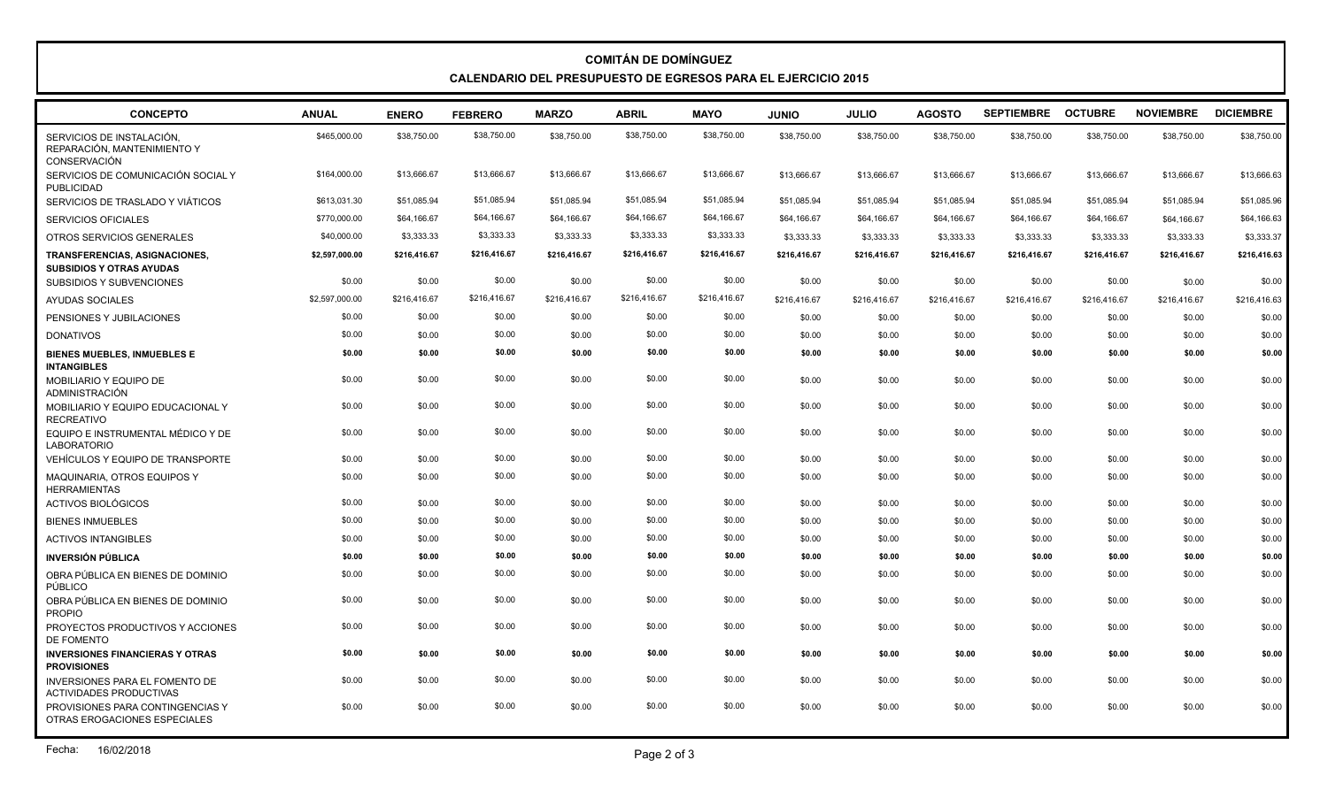# COMITÁN DE DOMÍNGUEZ

## CALENDARIO DEL PRESUPUESTO DE EGRESOS PARA EL EJERCICIO 2015

| CONCEPTO | ANUAL | ENERO | FEBRERO | MARZO | ABRIL | MAYO | JUNIO | JULIO | AGOSTO | SEPTIEMBRE | OCTUBRE | NOVIEMBRE | DICIEMBRE |
|---|---|---|---|---|---|---|---|---|---|---|---|---|---|
| SERVICIOS DE INSTALACIÓN, REPARACIÓN, MANTENIMIENTO Y CONSERVACIÓN | $465,000.00 | $38,750.00 | $38,750.00 | $38,750.00 | $38,750.00 | $38,750.00 | $38,750.00 | $38,750.00 | $38,750.00 | $38,750.00 | $38,750.00 | $38,750.00 | $38,750.00 |
| SERVICIOS DE COMUNICACIÓN SOCIAL Y PUBLICIDAD | $164,000.00 | $13,666.67 | $13,666.67 | $13,666.67 | $13,666.67 | $13,666.67 | $13,666.67 | $13,666.67 | $13,666.67 | $13,666.67 | $13,666.67 | $13,666.67 | $13,666.63 |
| SERVICIOS DE TRASLADO Y VIÁTICOS | $613,031.30 | $51,085.94 | $51,085.94 | $51,085.94 | $51,085.94 | $51,085.94 | $51,085.94 | $51,085.94 | $51,085.94 | $51,085.94 | $51,085.94 | $51,085.94 | $51,085.96 |
| SERVICIOS OFICIALES | $770,000.00 | $64,166.67 | $64,166.67 | $64,166.67 | $64,166.67 | $64,166.67 | $64,166.67 | $64,166.67 | $64,166.67 | $64,166.67 | $64,166.67 | $64,166.67 | $64,166.63 |
| OTROS SERVICIOS GENERALES | $40,000.00 | $3,333.33 | $3,333.33 | $3,333.33 | $3,333.33 | $3,333.33 | $3,333.33 | $3,333.33 | $3,333.33 | $3,333.33 | $3,333.33 | $3,333.33 | $3,333.37 |
| **TRANSFERENCIAS, ASIGNACIONES, SUBSIDIOS Y OTRAS AYUDAS** | **$2,597,000.00** | **$216,416.67** | **$216,416.67** | **$216,416.67** | **$216,416.67** | **$216,416.67** | **$216,416.67** | **$216,416.67** | **$216,416.67** | **$216,416.67** | **$216,416.67** | **$216,416.67** | **$216,416.63** |
| SUBSIDIOS Y SUBVENCIONES | $0.00 | $0.00 | $0.00 | $0.00 | $0.00 | $0.00 | $0.00 | $0.00 | $0.00 | $0.00 | $0.00 | $0.00 | $0.00 |
| AYUDAS SOCIALES | $2,597,000.00 | $216,416.67 | $216,416.67 | $216,416.67 | $216,416.67 | $216,416.67 | $216,416.67 | $216,416.67 | $216,416.67 | $216,416.67 | $216,416.67 | $216,416.67 | $216,416.63 |
| PENSIONES Y JUBILACIONES | $0.00 | $0.00 | $0.00 | $0.00 | $0.00 | $0.00 | $0.00 | $0.00 | $0.00 | $0.00 | $0.00 | $0.00 | $0.00 |
| DONATIVOS | $0.00 | $0.00 | $0.00 | $0.00 | $0.00 | $0.00 | $0.00 | $0.00 | $0.00 | $0.00 | $0.00 | $0.00 | $0.00 |
| **BIENES MUEBLES, INMUEBLES E INTANGIBLES** | **$0.00** | **$0.00** | **$0.00** | **$0.00** | **$0.00** | **$0.00** | **$0.00** | **$0.00** | **$0.00** | **$0.00** | **$0.00** | **$0.00** | **$0.00** |
| MOBILIARIO Y EQUIPO DE ADMINISTRACIÓN | $0.00 | $0.00 | $0.00 | $0.00 | $0.00 | $0.00 | $0.00 | $0.00 | $0.00 | $0.00 | $0.00 | $0.00 | $0.00 |
| MOBILIARIO Y EQUIPO EDUCACIONAL Y RECREATIVO | $0.00 | $0.00 | $0.00 | $0.00 | $0.00 | $0.00 | $0.00 | $0.00 | $0.00 | $0.00 | $0.00 | $0.00 | $0.00 |
| EQUIPO E INSTRUMENTAL MÉDICO Y DE LABORATORIO | $0.00 | $0.00 | $0.00 | $0.00 | $0.00 | $0.00 | $0.00 | $0.00 | $0.00 | $0.00 | $0.00 | $0.00 | $0.00 |
| VEHÍCULOS Y EQUIPO DE TRANSPORTE | $0.00 | $0.00 | $0.00 | $0.00 | $0.00 | $0.00 | $0.00 | $0.00 | $0.00 | $0.00 | $0.00 | $0.00 | $0.00 |
| MAQUINARIA, OTROS EQUIPOS Y HERRAMIENTAS | $0.00 | $0.00 | $0.00 | $0.00 | $0.00 | $0.00 | $0.00 | $0.00 | $0.00 | $0.00 | $0.00 | $0.00 | $0.00 |
| ACTIVOS BIOLÓGICOS | $0.00 | $0.00 | $0.00 | $0.00 | $0.00 | $0.00 | $0.00 | $0.00 | $0.00 | $0.00 | $0.00 | $0.00 | $0.00 |
| BIENES INMUEBLES | $0.00 | $0.00 | $0.00 | $0.00 | $0.00 | $0.00 | $0.00 | $0.00 | $0.00 | $0.00 | $0.00 | $0.00 | $0.00 |
| ACTIVOS INTANGIBLES | $0.00 | $0.00 | $0.00 | $0.00 | $0.00 | $0.00 | $0.00 | $0.00 | $0.00 | $0.00 | $0.00 | $0.00 | $0.00 |
| **INVERSIÓN PÚBLICA** | **$0.00** | **$0.00** | **$0.00** | **$0.00** | **$0.00** | **$0.00** | **$0.00** | **$0.00** | **$0.00** | **$0.00** | **$0.00** | **$0.00** | **$0.00** |
| OBRA PÚBLICA EN BIENES DE DOMINIO PÚBLICO | $0.00 | $0.00 | $0.00 | $0.00 | $0.00 | $0.00 | $0.00 | $0.00 | $0.00 | $0.00 | $0.00 | $0.00 | $0.00 |
| OBRA PÚBLICA EN BIENES DE DOMINIO PROPIO | $0.00 | $0.00 | $0.00 | $0.00 | $0.00 | $0.00 | $0.00 | $0.00 | $0.00 | $0.00 | $0.00 | $0.00 | $0.00 |
| PROYECTOS PRODUCTIVOS Y ACCIONES DE FOMENTO | $0.00 | $0.00 | $0.00 | $0.00 | $0.00 | $0.00 | $0.00 | $0.00 | $0.00 | $0.00 | $0.00 | $0.00 | $0.00 |
| **INVERSIONES FINANCIERAS Y OTRAS PROVISIONES** | **$0.00** | **$0.00** | **$0.00** | **$0.00** | **$0.00** | **$0.00** | **$0.00** | **$0.00** | **$0.00** | **$0.00** | **$0.00** | **$0.00** | **$0.00** |
| INVERSIONES PARA EL FOMENTO DE ACTIVIDADES PRODUCTIVAS | $0.00 | $0.00 | $0.00 | $0.00 | $0.00 | $0.00 | $0.00 | $0.00 | $0.00 | $0.00 | $0.00 | $0.00 | $0.00 |
| PROVISIONES PARA CONTINGENCIAS Y OTRAS EROGACIONES ESPECIALES | $0.00 | $0.00 | $0.00 | $0.00 | $0.00 | $0.00 | $0.00 | $0.00 | $0.00 | $0.00 | $0.00 | $0.00 | $0.00 |

Fecha: 16/02/2018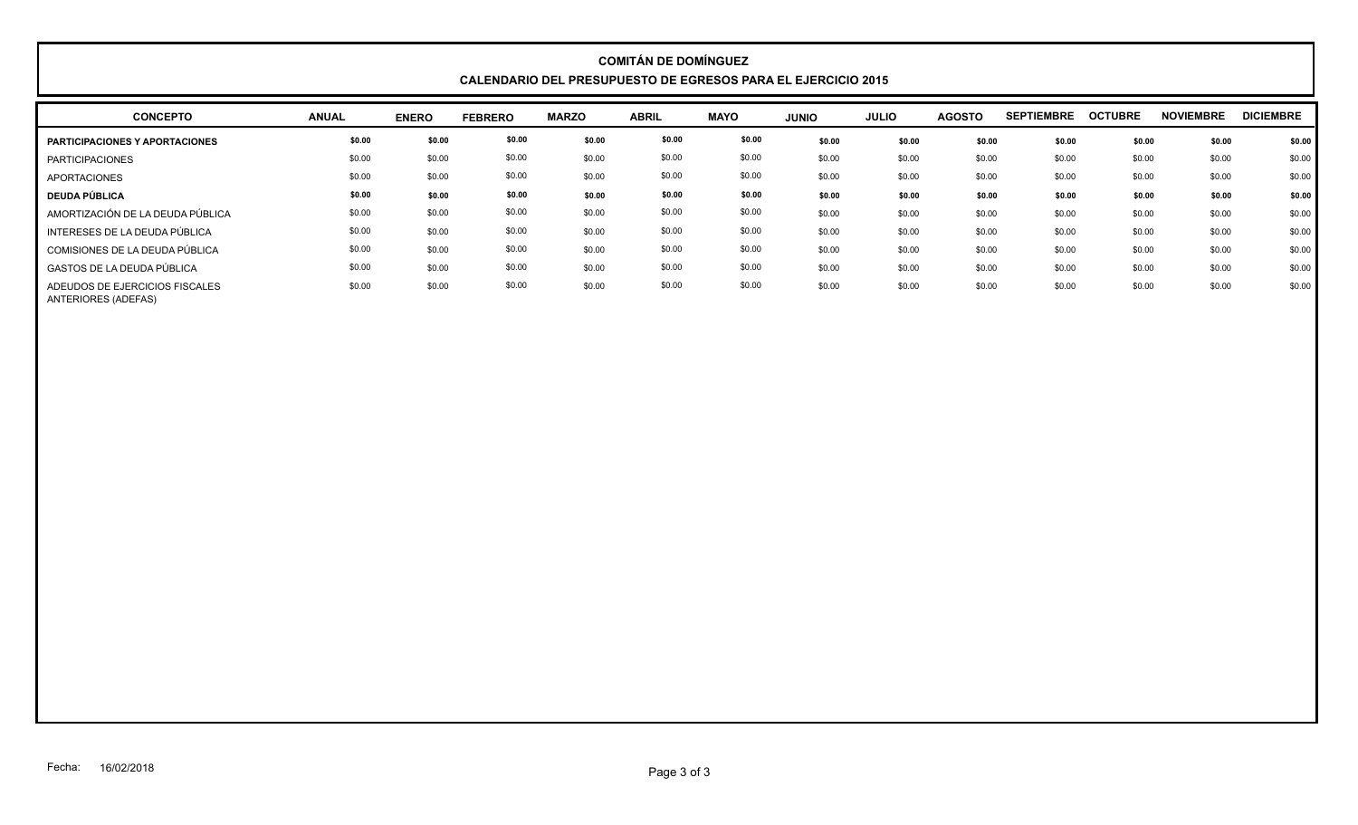**COMITÁN DE DOMÍNGUEZ**

**CALENDARIO DEL PRESUPUESTO DE EGRESOS PARA EL EJERCICIO 2015**

| CONCEPTO | ANUAL | ENERO | FEBRERO | MARZO | ABRIL | MAYO | JUNIO | JULIO | AGOSTO | SEPTIEMBRE | OCTUBRE | NOVIEMBRE | DICIEMBRE |
|---|---|---|---|---|---|---|---|---|---|---|---|---|---|
| **PARTICIPACIONES Y APORTACIONES** | **$0.00** | **$0.00** | **$0.00** | **$0.00** | **$0.00** | **$0.00** | **$0.00** | **$0.00** | **$0.00** | **$0.00** | **$0.00** | **$0.00** | **$0.00** |
| PARTICIPACIONES | $0.00 | $0.00 | $0.00 | $0.00 | $0.00 | $0.00 | $0.00 | $0.00 | $0.00 | $0.00 | $0.00 | $0.00 | $0.00 |
| APORTACIONES | $0.00 | $0.00 | $0.00 | $0.00 | $0.00 | $0.00 | $0.00 | $0.00 | $0.00 | $0.00 | $0.00 | $0.00 | $0.00 |
| **DEUDA PÚBLICA** | **$0.00** | **$0.00** | **$0.00** | **$0.00** | **$0.00** | **$0.00** | **$0.00** | **$0.00** | **$0.00** | **$0.00** | **$0.00** | **$0.00** | **$0.00** |
| AMORTIZACIÓN DE LA DEUDA PÚBLICA | $0.00 | $0.00 | $0.00 | $0.00 | $0.00 | $0.00 | $0.00 | $0.00 | $0.00 | $0.00 | $0.00 | $0.00 | $0.00 |
| INTERESES DE LA DEUDA PÚBLICA | $0.00 | $0.00 | $0.00 | $0.00 | $0.00 | $0.00 | $0.00 | $0.00 | $0.00 | $0.00 | $0.00 | $0.00 | $0.00 |
| COMISIONES DE LA DEUDA PÚBLICA | $0.00 | $0.00 | $0.00 | $0.00 | $0.00 | $0.00 | $0.00 | $0.00 | $0.00 | $0.00 | $0.00 | $0.00 | $0.00 |
| GASTOS DE LA DEUDA PÚBLICA | $0.00 | $0.00 | $0.00 | $0.00 | $0.00 | $0.00 | $0.00 | $0.00 | $0.00 | $0.00 | $0.00 | $0.00 | $0.00 |
| ADEUDOS DE EJERCICIOS FISCALES ANTERIORES (ADEFAS) | $0.00 | $0.00 | $0.00 | $0.00 | $0.00 | $0.00 | $0.00 | $0.00 | $0.00 | $0.00 | $0.00 | $0.00 | $0.00 |

Fecha: 16/02/2018